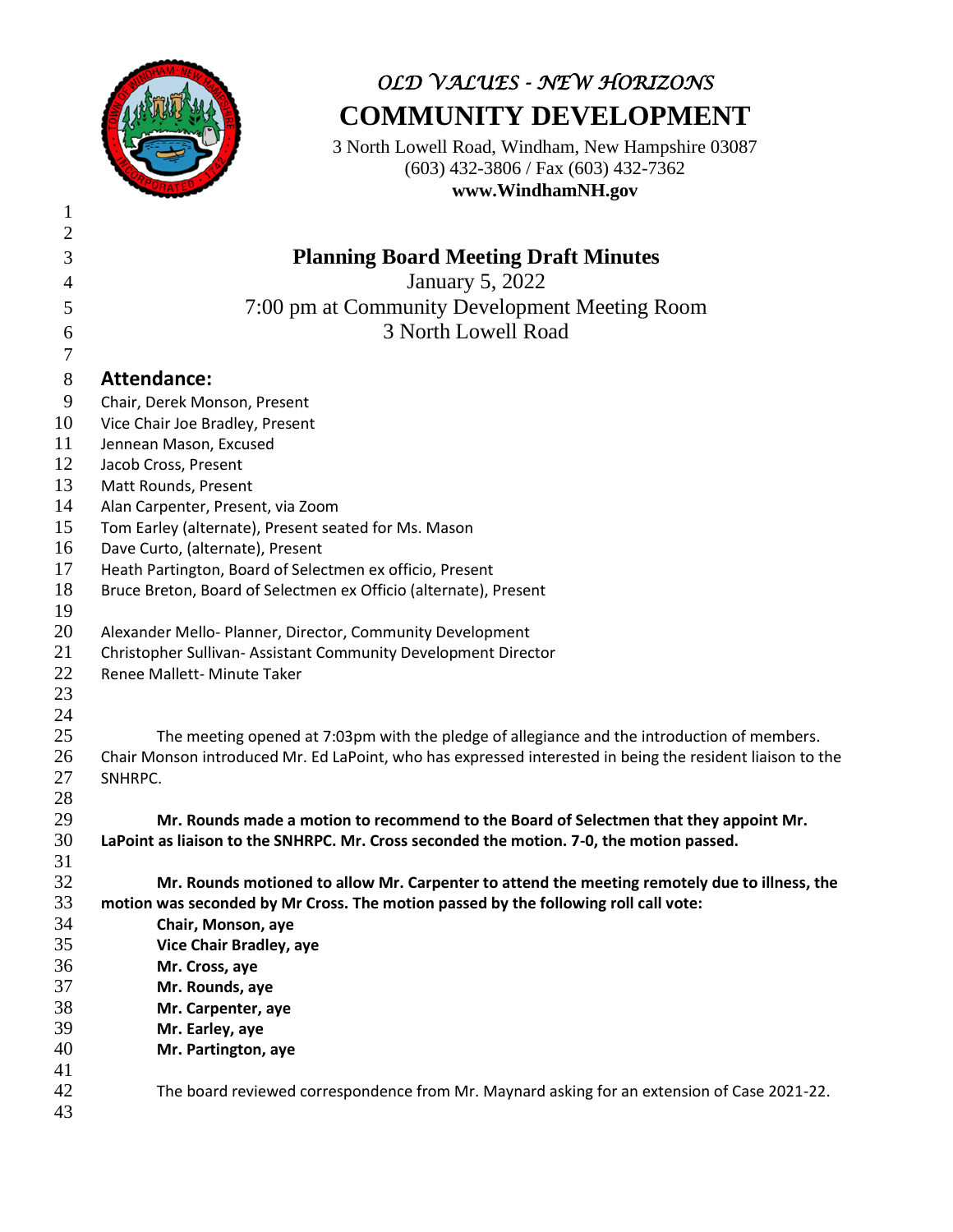*OLD VALUES - NEW HORIZONS*

# COMMUNITY DEVELOPMENT

3 North Lowell Road, Windham, New Hampshire 03087
(603) 432-3806 / Fax (603) 432-7362
**www.WindhamNH.gov**

## Planning Board Meeting Draft Minutes

January 5, 2022
7:00 pm at Community Development Meeting Room
3 North Lowell Road

### Attendance:

Chair, Derek Monson, Present
Vice Chair Joe Bradley, Present
Jennean Mason, Excused
Jacob Cross, Present
Matt Rounds, Present
Alan Carpenter, Present, via Zoom
Tom Earley (alternate), Present seated for Ms. Mason
Dave Curto, (alternate), Present
Heath Partington, Board of Selectmen ex officio, Present
Bruce Breton, Board of Selectmen ex Officio (alternate), Present

Alexander Mello- Planner, Director, Community Development
Christopher Sullivan- Assistant Community Development Director
Renee Mallett- Minute Taker

The meeting opened at 7:03pm with the pledge of allegiance and the introduction of members. Chair Monson introduced Mr. Ed LaPoint, who has expressed interested in being the resident liaison to the SNHRPC.

**Mr. Rounds made a motion to recommend to the Board of Selectmen that they appoint Mr. LaPoint as liaison to the SNHRPC. Mr. Cross seconded the motion. 7-0, the motion passed.**

**Mr. Rounds motioned to allow Mr. Carpenter to attend the meeting remotely due to illness, the motion was seconded by Mr Cross. The motion passed by the following roll call vote:**

**Chair, Monson, aye**
**Vice Chair Bradley, aye**
**Mr. Cross, aye**
**Mr. Rounds, aye**
**Mr. Carpenter, aye**
**Mr. Earley, aye**
**Mr. Partington, aye**

The board reviewed correspondence from Mr. Maynard asking for an extension of Case 2021-22.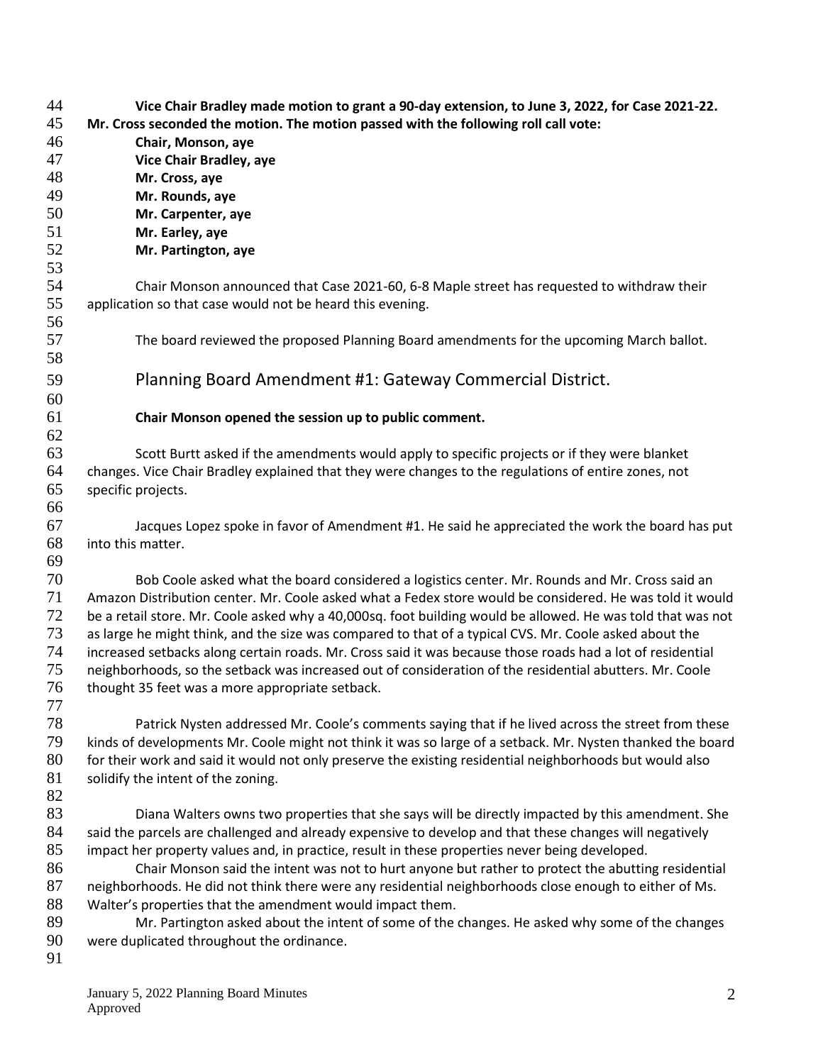**Vice Chair Bradley made motion to grant a 90-day extension, to June 3, 2022, for Case 2021-22. Mr. Cross seconded the motion. The motion passed with the following roll call vote:**

**Chair, Monson, aye**
**Vice Chair Bradley, aye**
**Mr. Cross, aye**
**Mr. Rounds, aye**
**Mr. Carpenter, aye**
**Mr. Earley, aye**
**Mr. Partington, aye**

Chair Monson announced that Case 2021-60, 6-8 Maple street has requested to withdraw their application so that case would not be heard this evening.

The board reviewed the proposed Planning Board amendments for the upcoming March ballot.

## Planning Board Amendment #1: Gateway Commercial District.

**Chair Monson opened the session up to public comment.**

Scott Burtt asked if the amendments would apply to specific projects or if they were blanket changes. Vice Chair Bradley explained that they were changes to the regulations of entire zones, not specific projects.

Jacques Lopez spoke in favor of Amendment #1. He said he appreciated the work the board has put into this matter.

Bob Coole asked what the board considered a logistics center. Mr. Rounds and Mr. Cross said an Amazon Distribution center. Mr. Coole asked what a Fedex store would be considered. He was told it would be a retail store. Mr. Coole asked why a 40,000sq. foot building would be allowed. He was told that was not as large he might think, and the size was compared to that of a typical CVS. Mr. Coole asked about the increased setbacks along certain roads. Mr. Cross said it was because those roads had a lot of residential neighborhoods, so the setback was increased out of consideration of the residential abutters. Mr. Coole thought 35 feet was a more appropriate setback.

Patrick Nysten addressed Mr. Coole's comments saying that if he lived across the street from these kinds of developments Mr. Coole might not think it was so large of a setback. Mr. Nysten thanked the board for their work and said it would not only preserve the existing residential neighborhoods but would also solidify the intent of the zoning.

Diana Walters owns two properties that she says will be directly impacted by this amendment. She said the parcels are challenged and already expensive to develop and that these changes will negatively impact her property values and, in practice, result in these properties never being developed.

Chair Monson said the intent was not to hurt anyone but rather to protect the abutting residential neighborhoods. He did not think there were any residential neighborhoods close enough to either of Ms. Walter's properties that the amendment would impact them.

Mr. Partington asked about the intent of some of the changes. He asked why some of the changes were duplicated throughout the ordinance.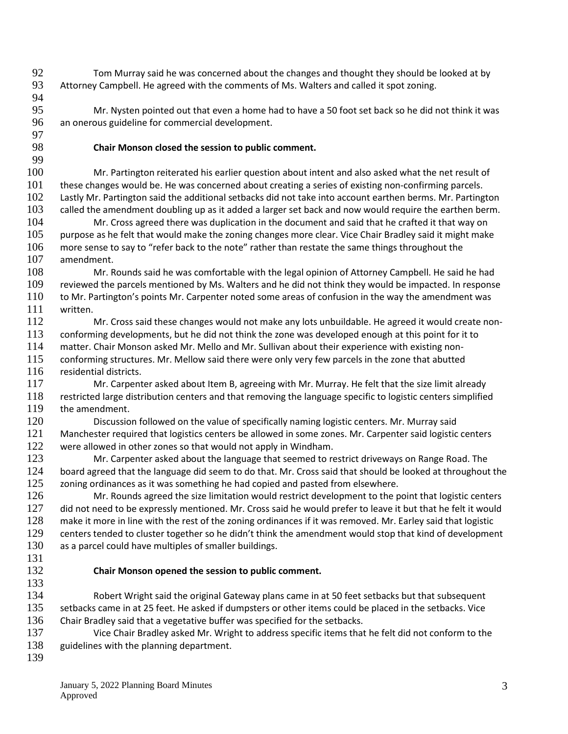Tom Murray said he was concerned about the changes and thought they should be looked at by Attorney Campbell. He agreed with the comments of Ms. Walters and called it spot zoning.

Mr. Nysten pointed out that even a home had to have a 50 foot set back so he did not think it was an onerous guideline for commercial development.

**Chair Monson closed the session to public comment.**

Mr. Partington reiterated his earlier question about intent and also asked what the net result of these changes would be. He was concerned about creating a series of existing non-confirming parcels. Lastly Mr. Partington said the additional setbacks did not take into account earthen berms. Mr. Partington called the amendment doubling up as it added a larger set back and now would require the earthen berm.

Mr. Cross agreed there was duplication in the document and said that he crafted it that way on purpose as he felt that would make the zoning changes more clear. Vice Chair Bradley said it might make more sense to say to "refer back to the note" rather than restate the same things throughout the amendment.

Mr. Rounds said he was comfortable with the legal opinion of Attorney Campbell. He said he had reviewed the parcels mentioned by Ms. Walters and he did not think they would be impacted. In response to Mr. Partington's points Mr. Carpenter noted some areas of confusion in the way the amendment was written.

Mr. Cross said these changes would not make any lots unbuildable. He agreed it would create non-conforming developments, but he did not think the zone was developed enough at this point for it to matter. Chair Monson asked Mr. Mello and Mr. Sullivan about their experience with existing non-conforming structures. Mr. Mellow said there were only very few parcels in the zone that abutted residential districts.

Mr. Carpenter asked about Item B, agreeing with Mr. Murray. He felt that the size limit already restricted large distribution centers and that removing the language specific to logistic centers simplified the amendment.

Discussion followed on the value of specifically naming logistic centers. Mr. Murray said Manchester required that logistics centers be allowed in some zones. Mr. Carpenter said logistic centers were allowed in other zones so that would not apply in Windham.

Mr. Carpenter asked about the language that seemed to restrict driveways on Range Road. The board agreed that the language did seem to do that. Mr. Cross said that should be looked at throughout the zoning ordinances as it was something he had copied and pasted from elsewhere.

Mr. Rounds agreed the size limitation would restrict development to the point that logistic centers did not need to be expressly mentioned. Mr. Cross said he would prefer to leave it but that he felt it would make it more in line with the rest of the zoning ordinances if it was removed. Mr. Earley said that logistic centers tended to cluster together so he didn't think the amendment would stop that kind of development as a parcel could have multiples of smaller buildings.

**Chair Monson opened the session to public comment.**

Robert Wright said the original Gateway plans came in at 50 feet setbacks but that subsequent setbacks came in at 25 feet. He asked if dumpsters or other items could be placed in the setbacks. Vice Chair Bradley said that a vegetative buffer was specified for the setbacks.

Vice Chair Bradley asked Mr. Wright to address specific items that he felt did not conform to the guidelines with the planning department.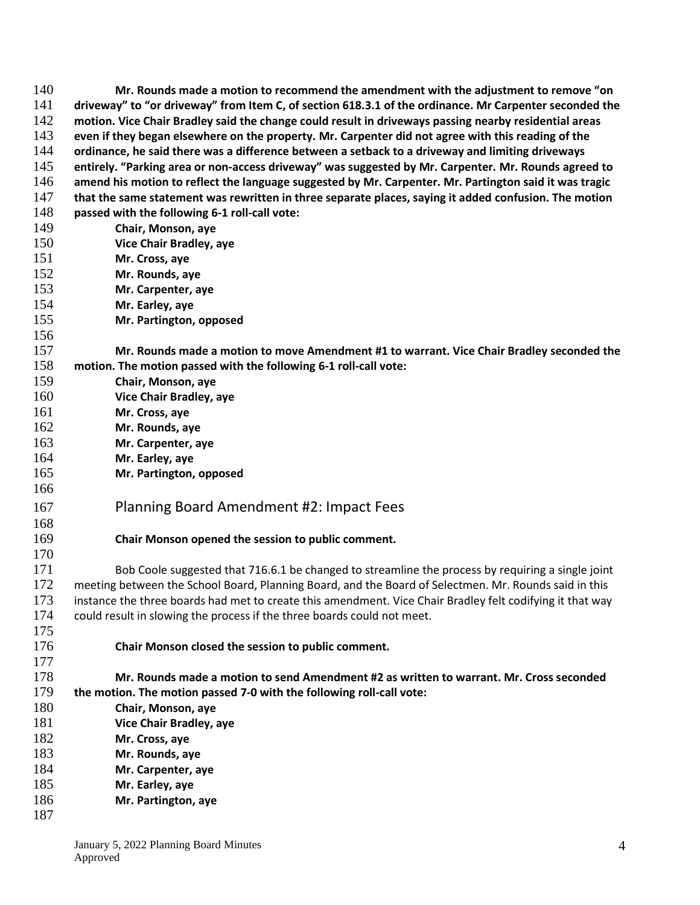**Mr. Rounds made a motion to recommend the amendment with the adjustment to remove "on driveway" to "or driveway" from Item C, of section 618.3.1 of the ordinance. Mr Carpenter seconded the motion. Vice Chair Bradley said the change could result in driveways passing nearby residential areas even if they began elsewhere on the property. Mr. Carpenter did not agree with this reading of the ordinance, he said there was a difference between a setback to a driveway and limiting driveways entirely. "Parking area or non-access driveway" was suggested by Mr. Carpenter. Mr. Rounds agreed to amend his motion to reflect the language suggested by Mr. Carpenter. Mr. Partington said it was tragic that the same statement was rewritten in three separate places, saying it added confusion. The motion passed with the following 6-1 roll-call vote:**

**Chair, Monson, aye**
**Vice Chair Bradley, aye**
**Mr. Cross, aye**
**Mr. Rounds, aye**
**Mr. Carpenter, aye**
**Mr. Earley, aye**
**Mr. Partington, opposed**

**Mr. Rounds made a motion to move Amendment #1 to warrant. Vice Chair Bradley seconded the motion. The motion passed with the following 6-1 roll-call vote:**

**Chair, Monson, aye**
**Vice Chair Bradley, aye**
**Mr. Cross, aye**
**Mr. Rounds, aye**
**Mr. Carpenter, aye**
**Mr. Earley, aye**
**Mr. Partington, opposed**

## Planning Board Amendment #2: Impact Fees

**Chair Monson opened the session to public comment.**

Bob Coole suggested that 716.6.1 be changed to streamline the process by requiring a single joint meeting between the School Board, Planning Board, and the Board of Selectmen. Mr. Rounds said in this instance the three boards had met to create this amendment. Vice Chair Bradley felt codifying it that way could result in slowing the process if the three boards could not meet.

**Chair Monson closed the session to public comment.**

**Mr. Rounds made a motion to send Amendment #2 as written to warrant. Mr. Cross seconded the motion. The motion passed 7-0 with the following roll-call vote:**

**Chair, Monson, aye**
**Vice Chair Bradley, aye**
**Mr. Cross, aye**
**Mr. Rounds, aye**
**Mr. Carpenter, aye**
**Mr. Earley, aye**
**Mr. Partington, aye**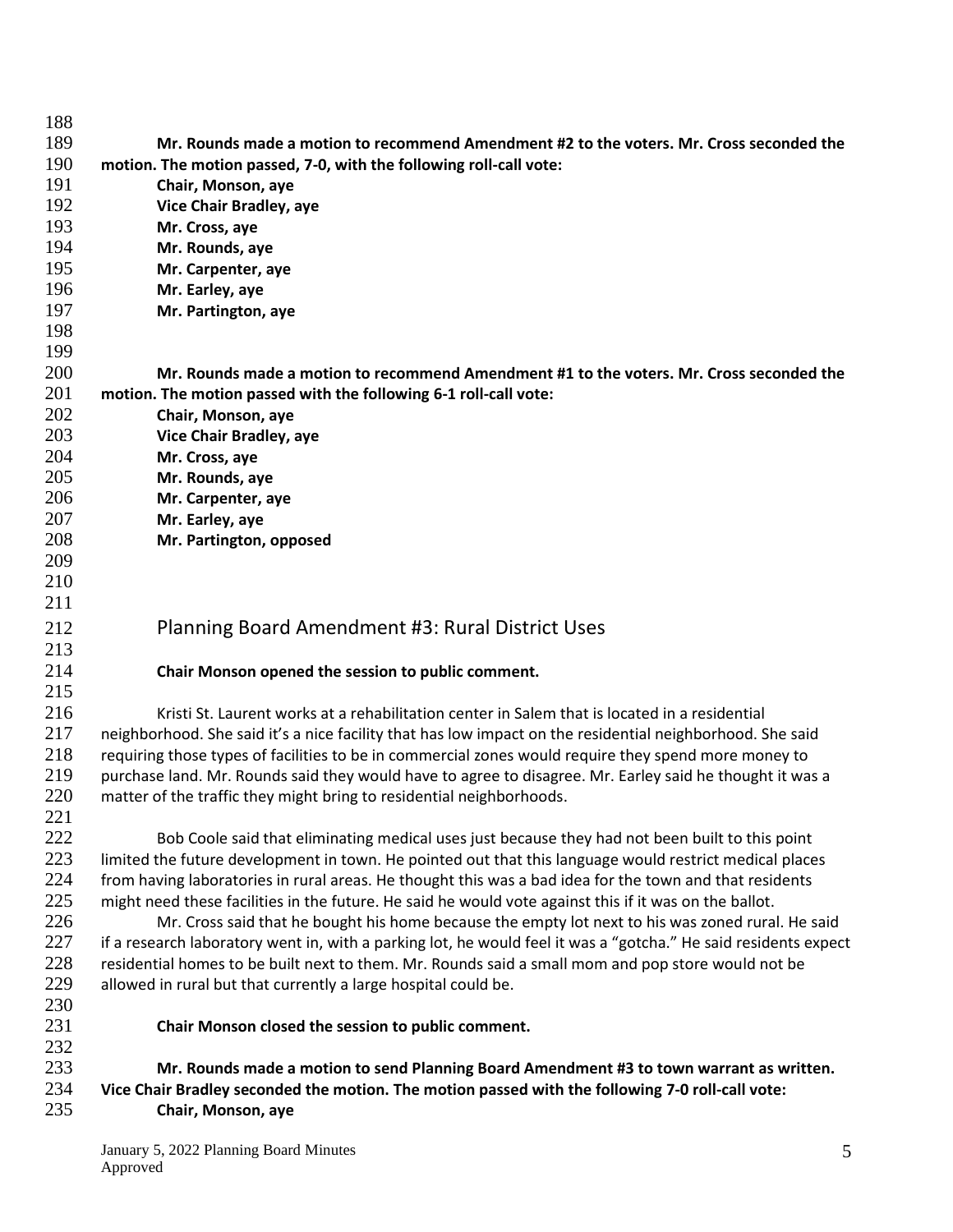**Mr. Rounds made a motion to recommend Amendment #2 to the voters. Mr. Cross seconded the motion. The motion passed, 7-0, with the following roll-call vote:**

**Chair, Monson, aye**
**Vice Chair Bradley, aye**
**Mr. Cross, aye**
**Mr. Rounds, aye**
**Mr. Carpenter, aye**
**Mr. Earley, aye**
**Mr. Partington, aye**

**Mr. Rounds made a motion to recommend Amendment #1 to the voters. Mr. Cross seconded the motion. The motion passed with the following 6-1 roll-call vote:**

**Chair, Monson, aye**
**Vice Chair Bradley, aye**
**Mr. Cross, aye**
**Mr. Rounds, aye**
**Mr. Carpenter, aye**
**Mr. Earley, aye**
**Mr. Partington, opposed**

## Planning Board Amendment #3: Rural District Uses

**Chair Monson opened the session to public comment.**

Kristi St. Laurent works at a rehabilitation center in Salem that is located in a residential neighborhood. She said it's a nice facility that has low impact on the residential neighborhood. She said requiring those types of facilities to be in commercial zones would require they spend more money to purchase land. Mr. Rounds said they would have to agree to disagree. Mr. Earley said he thought it was a matter of the traffic they might bring to residential neighborhoods.

Bob Coole said that eliminating medical uses just because they had not been built to this point limited the future development in town. He pointed out that this language would restrict medical places from having laboratories in rural areas. He thought this was a bad idea for the town and that residents might need these facilities in the future. He said he would vote against this if it was on the ballot.

Mr. Cross said that he bought his home because the empty lot next to his was zoned rural. He said if a research laboratory went in, with a parking lot, he would feel it was a "gotcha." He said residents expect residential homes to be built next to them. Mr. Rounds said a small mom and pop store would not be allowed in rural but that currently a large hospital could be.

**Chair Monson closed the session to public comment.**

**Mr. Rounds made a motion to send Planning Board Amendment #3 to town warrant as written. Vice Chair Bradley seconded the motion. The motion passed with the following 7-0 roll-call vote:**

**Chair, Monson, aye**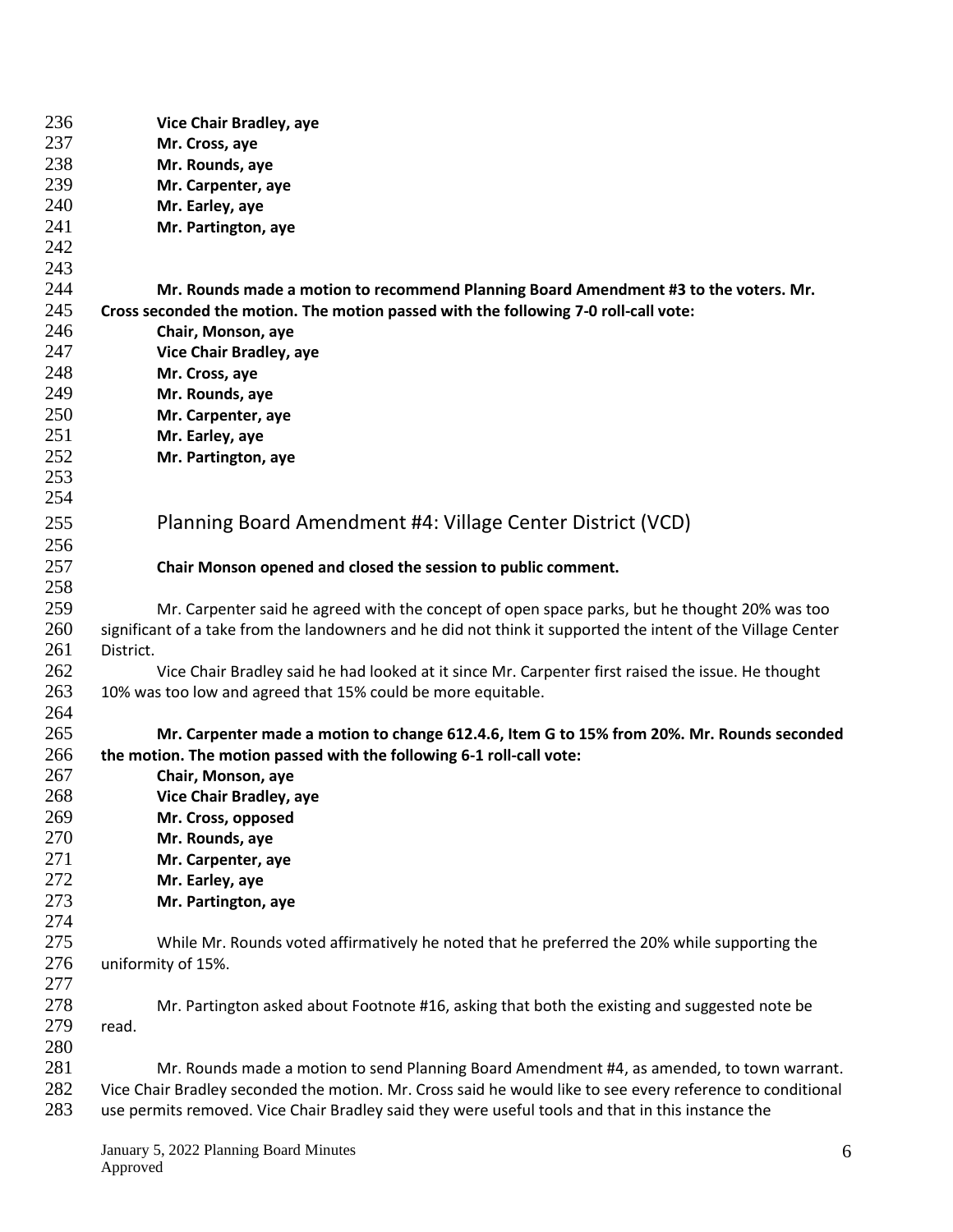**Vice Chair Bradley, aye**
**Mr. Cross, aye**
**Mr. Rounds, aye**
**Mr. Carpenter, aye**
**Mr. Earley, aye**
**Mr. Partington, aye**

**Mr. Rounds made a motion to recommend Planning Board Amendment #3 to the voters. Mr. Cross seconded the motion. The motion passed with the following 7-0 roll-call vote:**
**Chair, Monson, aye**
**Vice Chair Bradley, aye**
**Mr. Cross, aye**
**Mr. Rounds, aye**
**Mr. Carpenter, aye**
**Mr. Earley, aye**
**Mr. Partington, aye**

## Planning Board Amendment #4: Village Center District (VCD)

**Chair Monson opened and closed the session to public comment.**

Mr. Carpenter said he agreed with the concept of open space parks, but he thought 20% was too significant of a take from the landowners and he did not think it supported the intent of the Village Center District.

Vice Chair Bradley said he had looked at it since Mr. Carpenter first raised the issue. He thought 10% was too low and agreed that 15% could be more equitable.

**Mr. Carpenter made a motion to change 612.4.6, Item G to 15% from 20%. Mr. Rounds seconded the motion. The motion passed with the following 6-1 roll-call vote:**
**Chair, Monson, aye**
**Vice Chair Bradley, aye**
**Mr. Cross, opposed**
**Mr. Rounds, aye**
**Mr. Carpenter, aye**
**Mr. Earley, aye**
**Mr. Partington, aye**

While Mr. Rounds voted affirmatively he noted that he preferred the 20% while supporting the uniformity of 15%.

Mr. Partington asked about Footnote #16, asking that both the existing and suggested note be read.

Mr. Rounds made a motion to send Planning Board Amendment #4, as amended, to town warrant. Vice Chair Bradley seconded the motion. Mr. Cross said he would like to see every reference to conditional use permits removed. Vice Chair Bradley said they were useful tools and that in this instance the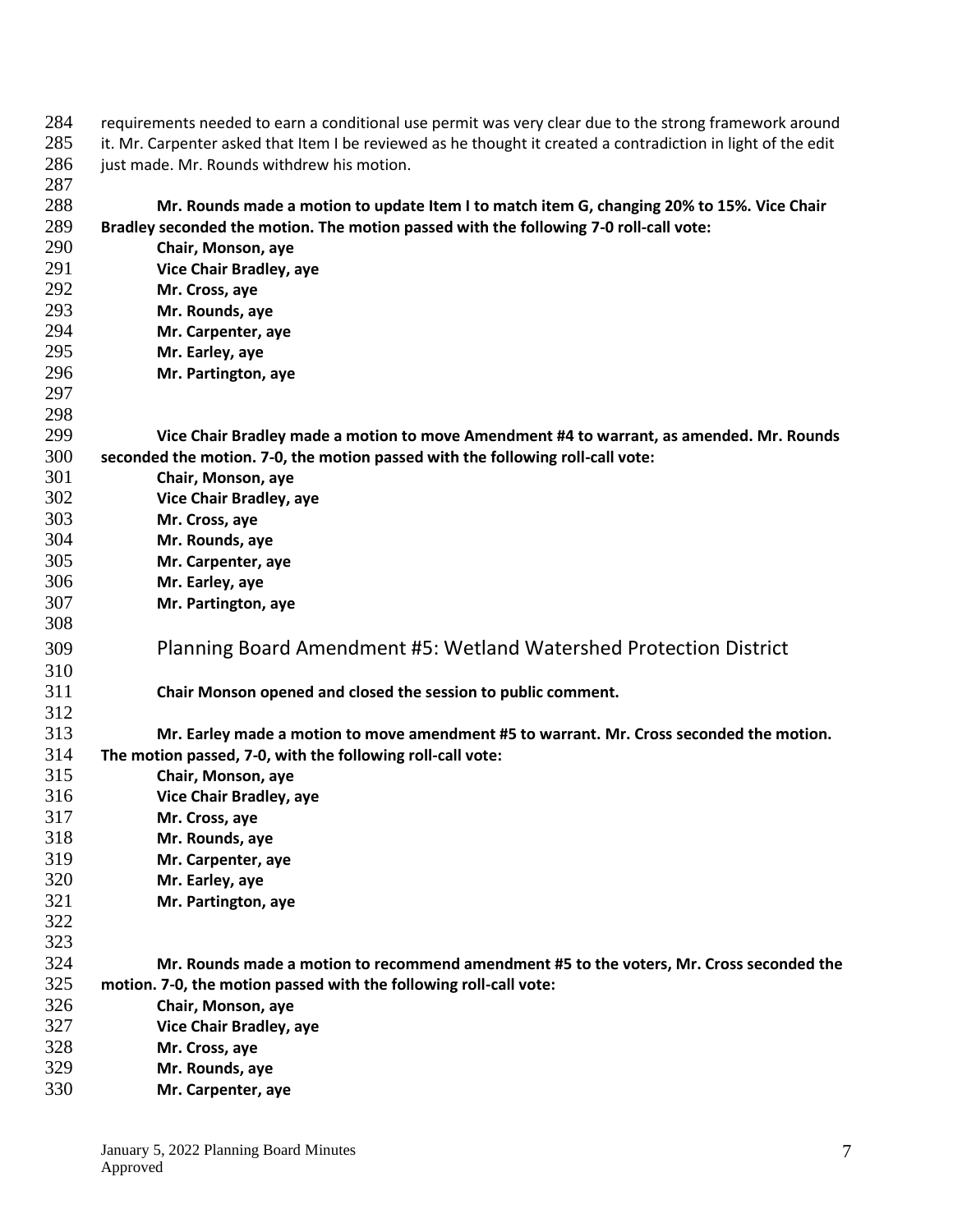requirements needed to earn a conditional use permit was very clear due to the strong framework around it. Mr. Carpenter asked that Item I be reviewed as he thought it created a contradiction in light of the edit just made. Mr. Rounds withdrew his motion.

**Mr. Rounds made a motion to update Item I to match item G, changing 20% to 15%. Vice Chair Bradley seconded the motion. The motion passed with the following 7-0 roll-call vote:**

**Chair, Monson, aye**
**Vice Chair Bradley, aye**
**Mr. Cross, aye**
**Mr. Rounds, aye**
**Mr. Carpenter, aye**
**Mr. Earley, aye**
**Mr. Partington, aye**

**Vice Chair Bradley made a motion to move Amendment #4 to warrant, as amended. Mr. Rounds seconded the motion. 7-0, the motion passed with the following roll-call vote:**

**Chair, Monson, aye**
**Vice Chair Bradley, aye**
**Mr. Cross, aye**
**Mr. Rounds, aye**
**Mr. Carpenter, aye**
**Mr. Earley, aye**
**Mr. Partington, aye**

## Planning Board Amendment #5: Wetland Watershed Protection District

**Chair Monson opened and closed the session to public comment.**

**Mr. Earley made a motion to move amendment #5 to warrant. Mr. Cross seconded the motion. The motion passed, 7-0, with the following roll-call vote:**

**Chair, Monson, aye**
**Vice Chair Bradley, aye**
**Mr. Cross, aye**
**Mr. Rounds, aye**
**Mr. Carpenter, aye**
**Mr. Earley, aye**
**Mr. Partington, aye**

**Mr. Rounds made a motion to recommend amendment #5 to the voters, Mr. Cross seconded the motion. 7-0, the motion passed with the following roll-call vote:**

**Chair, Monson, aye**
**Vice Chair Bradley, aye**
**Mr. Cross, aye**
**Mr. Rounds, aye**
**Mr. Carpenter, aye**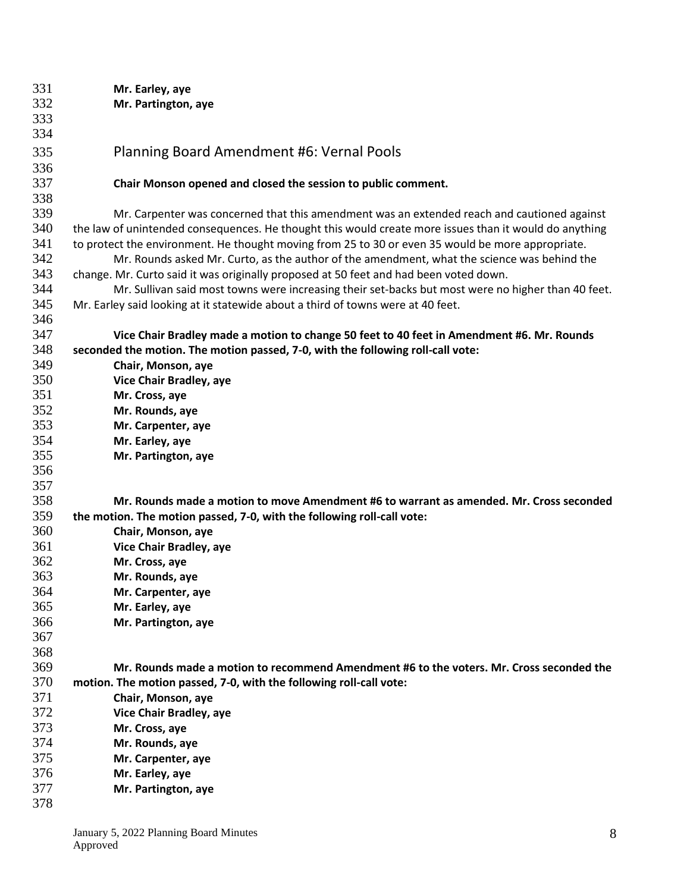**Mr. Earley, aye**
**Mr. Partington, aye**

## Planning Board Amendment #6: Vernal Pools

**Chair Monson opened and closed the session to public comment.**

Mr. Carpenter was concerned that this amendment was an extended reach and cautioned against the law of unintended consequences. He thought this would create more issues than it would do anything to protect the environment. He thought moving from 25 to 30 or even 35 would be more appropriate.

Mr. Rounds asked Mr. Curto, as the author of the amendment, what the science was behind the change. Mr. Curto said it was originally proposed at 50 feet and had been voted down.

Mr. Sullivan said most towns were increasing their set-backs but most were no higher than 40 feet. Mr. Earley said looking at it statewide about a third of towns were at 40 feet.

**Vice Chair Bradley made a motion to change 50 feet to 40 feet in Amendment #6. Mr. Rounds seconded the motion. The motion passed, 7-0, with the following roll-call vote:**

**Chair, Monson, aye**
**Vice Chair Bradley, aye**
**Mr. Cross, aye**
**Mr. Rounds, aye**
**Mr. Carpenter, aye**
**Mr. Earley, aye**
**Mr. Partington, aye**

**Mr. Rounds made a motion to move Amendment #6 to warrant as amended. Mr. Cross seconded the motion. The motion passed, 7-0, with the following roll-call vote:**

**Chair, Monson, aye**
**Vice Chair Bradley, aye**
**Mr. Cross, aye**
**Mr. Rounds, aye**
**Mr. Carpenter, aye**
**Mr. Earley, aye**
**Mr. Partington, aye**

**Mr. Rounds made a motion to recommend Amendment #6 to the voters. Mr. Cross seconded the motion. The motion passed, 7-0, with the following roll-call vote:**

**Chair, Monson, aye**
**Vice Chair Bradley, aye**
**Mr. Cross, aye**
**Mr. Rounds, aye**
**Mr. Carpenter, aye**
**Mr. Earley, aye**
**Mr. Partington, aye**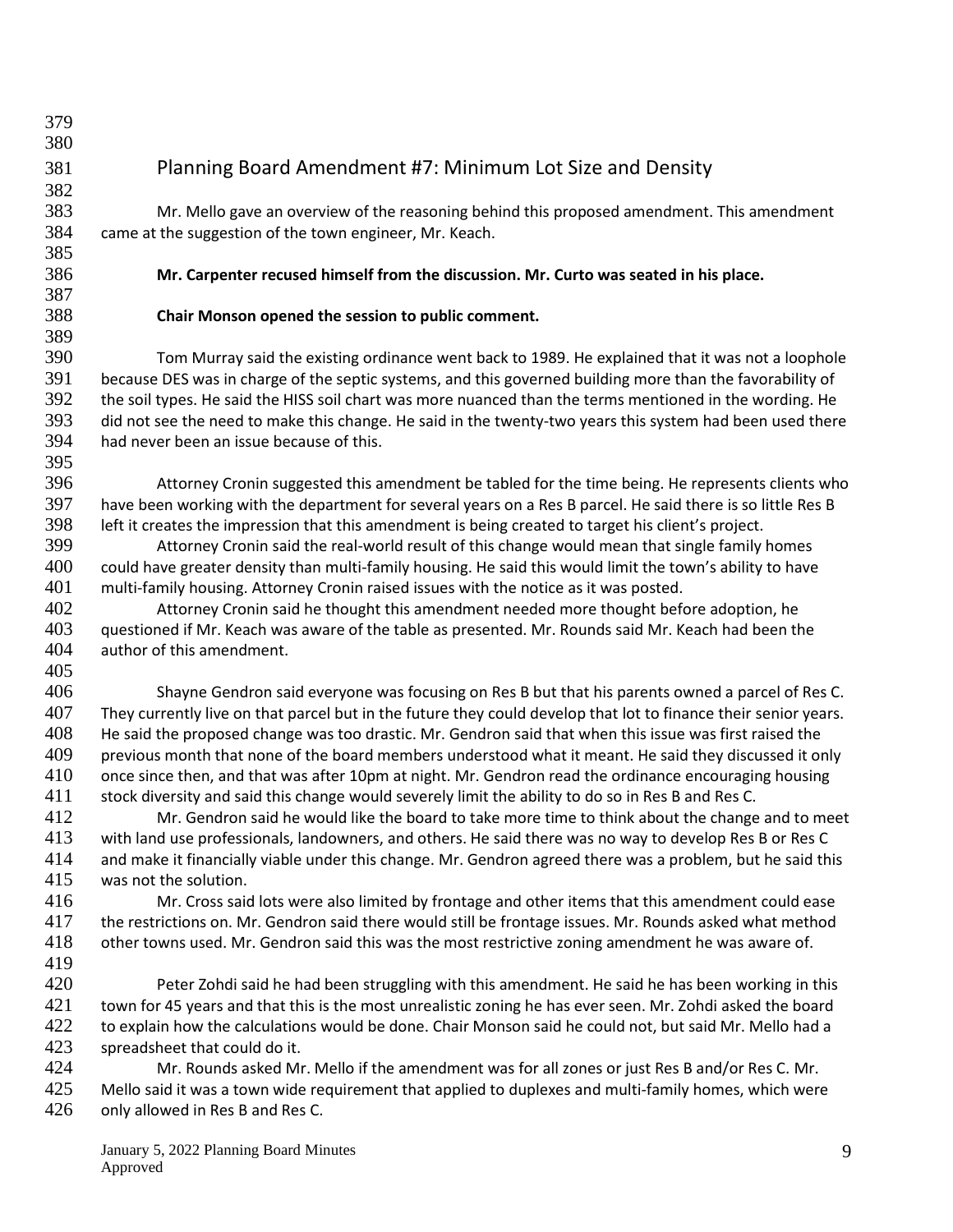## Planning Board Amendment #7: Minimum Lot Size and Density

Mr. Mello gave an overview of the reasoning behind this proposed amendment. This amendment came at the suggestion of the town engineer, Mr. Keach.

**Mr. Carpenter recused himself from the discussion. Mr. Curto was seated in his place.**

**Chair Monson opened the session to public comment.**

Tom Murray said the existing ordinance went back to 1989. He explained that it was not a loophole because DES was in charge of the septic systems, and this governed building more than the favorability of the soil types. He said the HISS soil chart was more nuanced than the terms mentioned in the wording. He did not see the need to make this change. He said in the twenty-two years this system had been used there had never been an issue because of this.

Attorney Cronin suggested this amendment be tabled for the time being. He represents clients who have been working with the department for several years on a Res B parcel. He said there is so little Res B left it creates the impression that this amendment is being created to target his client's project.

Attorney Cronin said the real-world result of this change would mean that single family homes could have greater density than multi-family housing. He said this would limit the town's ability to have multi-family housing. Attorney Cronin raised issues with the notice as it was posted.

Attorney Cronin said he thought this amendment needed more thought before adoption, he questioned if Mr. Keach was aware of the table as presented. Mr. Rounds said Mr. Keach had been the author of this amendment.

Shayne Gendron said everyone was focusing on Res B but that his parents owned a parcel of Res C. They currently live on that parcel but in the future they could develop that lot to finance their senior years. He said the proposed change was too drastic. Mr. Gendron said that when this issue was first raised the previous month that none of the board members understood what it meant. He said they discussed it only once since then, and that was after 10pm at night. Mr. Gendron read the ordinance encouraging housing stock diversity and said this change would severely limit the ability to do so in Res B and Res C.

Mr. Gendron said he would like the board to take more time to think about the change and to meet with land use professionals, landowners, and others. He said there was no way to develop Res B or Res C and make it financially viable under this change. Mr. Gendron agreed there was a problem, but he said this was not the solution.

Mr. Cross said lots were also limited by frontage and other items that this amendment could ease the restrictions on. Mr. Gendron said there would still be frontage issues. Mr. Rounds asked what method other towns used. Mr. Gendron said this was the most restrictive zoning amendment he was aware of.

Peter Zohdi said he had been struggling with this amendment. He said he has been working in this town for 45 years and that this is the most unrealistic zoning he has ever seen. Mr. Zohdi asked the board to explain how the calculations would be done. Chair Monson said he could not, but said Mr. Mello had a spreadsheet that could do it.

Mr. Rounds asked Mr. Mello if the amendment was for all zones or just Res B and/or Res C. Mr. Mello said it was a town wide requirement that applied to duplexes and multi-family homes, which were only allowed in Res B and Res C.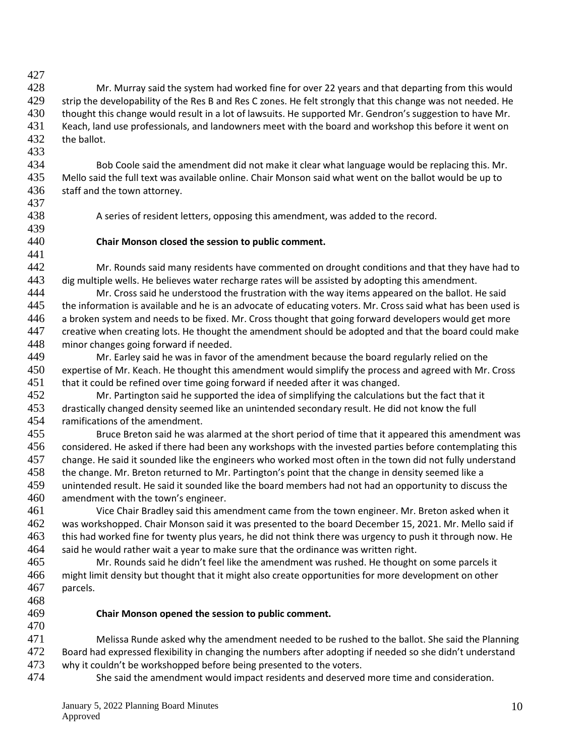Mr. Murray said the system had worked fine for over 22 years and that departing from this would strip the developability of the Res B and Res C zones. He felt strongly that this change was not needed. He thought this change would result in a lot of lawsuits. He supported Mr. Gendron's suggestion to have Mr. Keach, land use professionals, and landowners meet with the board and workshop this before it went on the ballot.

Bob Coole said the amendment did not make it clear what language would be replacing this. Mr. Mello said the full text was available online. Chair Monson said what went on the ballot would be up to staff and the town attorney.

A series of resident letters, opposing this amendment, was added to the record.

**Chair Monson closed the session to public comment.**

Mr. Rounds said many residents have commented on drought conditions and that they have had to dig multiple wells. He believes water recharge rates will be assisted by adopting this amendment.

Mr. Cross said he understood the frustration with the way items appeared on the ballot. He said the information is available and he is an advocate of educating voters. Mr. Cross said what has been used is a broken system and needs to be fixed. Mr. Cross thought that going forward developers would get more creative when creating lots. He thought the amendment should be adopted and that the board could make minor changes going forward if needed.

Mr. Earley said he was in favor of the amendment because the board regularly relied on the expertise of Mr. Keach. He thought this amendment would simplify the process and agreed with Mr. Cross that it could be refined over time going forward if needed after it was changed.

Mr. Partington said he supported the idea of simplifying the calculations but the fact that it drastically changed density seemed like an unintended secondary result. He did not know the full ramifications of the amendment.

Bruce Breton said he was alarmed at the short period of time that it appeared this amendment was considered. He asked if there had been any workshops with the invested parties before contemplating this change. He said it sounded like the engineers who worked most often in the town did not fully understand the change. Mr. Breton returned to Mr. Partington's point that the change in density seemed like a unintended result. He said it sounded like the board members had not had an opportunity to discuss the amendment with the town's engineer.

Vice Chair Bradley said this amendment came from the town engineer. Mr. Breton asked when it was workshopped. Chair Monson said it was presented to the board December 15, 2021. Mr. Mello said if this had worked fine for twenty plus years, he did not think there was urgency to push it through now. He said he would rather wait a year to make sure that the ordinance was written right.

Mr. Rounds said he didn't feel like the amendment was rushed. He thought on some parcels it might limit density but thought that it might also create opportunities for more development on other parcels.

**Chair Monson opened the session to public comment.**

Melissa Runde asked why the amendment needed to be rushed to the ballot. She said the Planning Board had expressed flexibility in changing the numbers after adopting if needed so she didn't understand why it couldn't be workshopped before being presented to the voters.

She said the amendment would impact residents and deserved more time and consideration.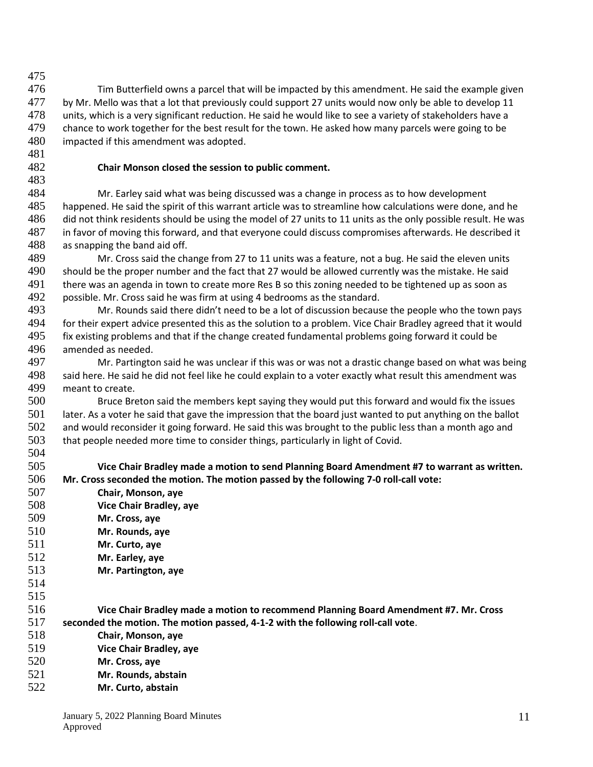Tim Butterfield owns a parcel that will be impacted by this amendment. He said the example given by Mr. Mello was that a lot that previously could support 27 units would now only be able to develop 11 units, which is a very significant reduction. He said he would like to see a variety of stakeholders have a chance to work together for the best result for the town. He asked how many parcels were going to be impacted if this amendment was adopted.

**Chair Monson closed the session to public comment.**

Mr. Earley said what was being discussed was a change in process as to how development happened. He said the spirit of this warrant article was to streamline how calculations were done, and he did not think residents should be using the model of 27 units to 11 units as the only possible result. He was in favor of moving this forward, and that everyone could discuss compromises afterwards. He described it as snapping the band aid off.

Mr. Cross said the change from 27 to 11 units was a feature, not a bug. He said the eleven units should be the proper number and the fact that 27 would be allowed currently was the mistake. He said there was an agenda in town to create more Res B so this zoning needed to be tightened up as soon as possible. Mr. Cross said he was firm at using 4 bedrooms as the standard.

Mr. Rounds said there didn't need to be a lot of discussion because the people who the town pays for their expert advice presented this as the solution to a problem. Vice Chair Bradley agreed that it would fix existing problems and that if the change created fundamental problems going forward it could be amended as needed.

Mr. Partington said he was unclear if this was or was not a drastic change based on what was being said here. He said he did not feel like he could explain to a voter exactly what result this amendment was meant to create.

Bruce Breton said the members kept saying they would put this forward and would fix the issues later. As a voter he said that gave the impression that the board just wanted to put anything on the ballot and would reconsider it going forward. He said this was brought to the public less than a month ago and that people needed more time to consider things, particularly in light of Covid.

**Vice Chair Bradley made a motion to send Planning Board Amendment #7 to warrant as written. Mr. Cross seconded the motion. The motion passed by the following 7-0 roll-call vote:**

**Chair, Monson, aye**
**Vice Chair Bradley, aye**
**Mr. Cross, aye**
**Mr. Rounds, aye**
**Mr. Curto, aye**
**Mr. Earley, aye**
**Mr. Partington, aye**

**Vice Chair Bradley made a motion to recommend Planning Board Amendment #7. Mr. Cross seconded the motion. The motion passed, 4-1-2 with the following roll-call vote**.

**Chair, Monson, aye**
**Vice Chair Bradley, aye**
**Mr. Cross, aye**
**Mr. Rounds, abstain**
**Mr. Curto, abstain**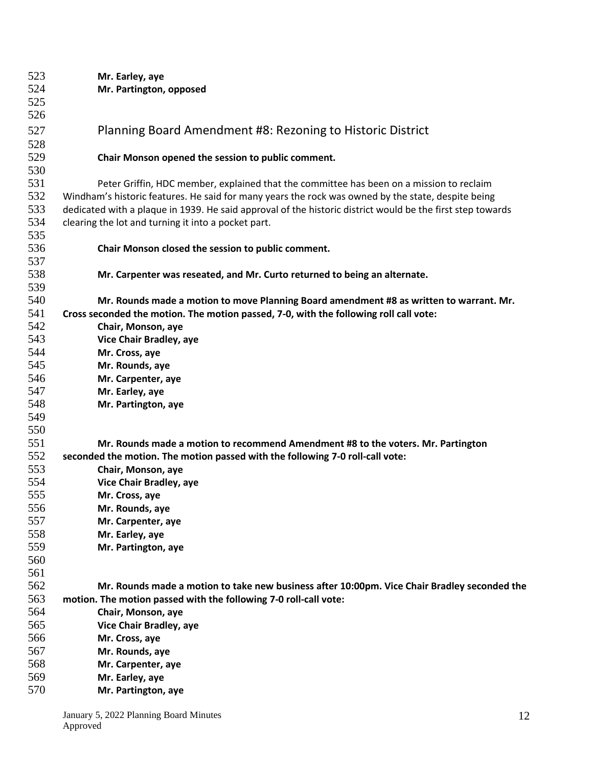**Mr. Earley, aye**
**Mr. Partington, opposed**

## Planning Board Amendment #8: Rezoning to Historic District

**Chair Monson opened the session to public comment.**

Peter Griffin, HDC member, explained that the committee has been on a mission to reclaim Windham's historic features. He said for many years the rock was owned by the state, despite being dedicated with a plaque in 1939. He said approval of the historic district would be the first step towards clearing the lot and turning it into a pocket part.

**Chair Monson closed the session to public comment.**

**Mr. Carpenter was reseated, and Mr. Curto returned to being an alternate.**

**Mr. Rounds made a motion to move Planning Board amendment #8 as written to warrant. Mr. Cross seconded the motion. The motion passed, 7-0, with the following roll call vote:**
**Chair, Monson, aye**
**Vice Chair Bradley, aye**
**Mr. Cross, aye**
**Mr. Rounds, aye**
**Mr. Carpenter, aye**
**Mr. Earley, aye**
**Mr. Partington, aye**

**Mr. Rounds made a motion to recommend Amendment #8 to the voters. Mr. Partington seconded the motion. The motion passed with the following 7-0 roll-call vote:**
**Chair, Monson, aye**
**Vice Chair Bradley, aye**
**Mr. Cross, aye**
**Mr. Rounds, aye**
**Mr. Carpenter, aye**
**Mr. Earley, aye**
**Mr. Partington, aye**

**Mr. Rounds made a motion to take new business after 10:00pm. Vice Chair Bradley seconded the motion. The motion passed with the following 7-0 roll-call vote:**
**Chair, Monson, aye**
**Vice Chair Bradley, aye**
**Mr. Cross, aye**
**Mr. Rounds, aye**
**Mr. Carpenter, aye**
**Mr. Earley, aye**
**Mr. Partington, aye**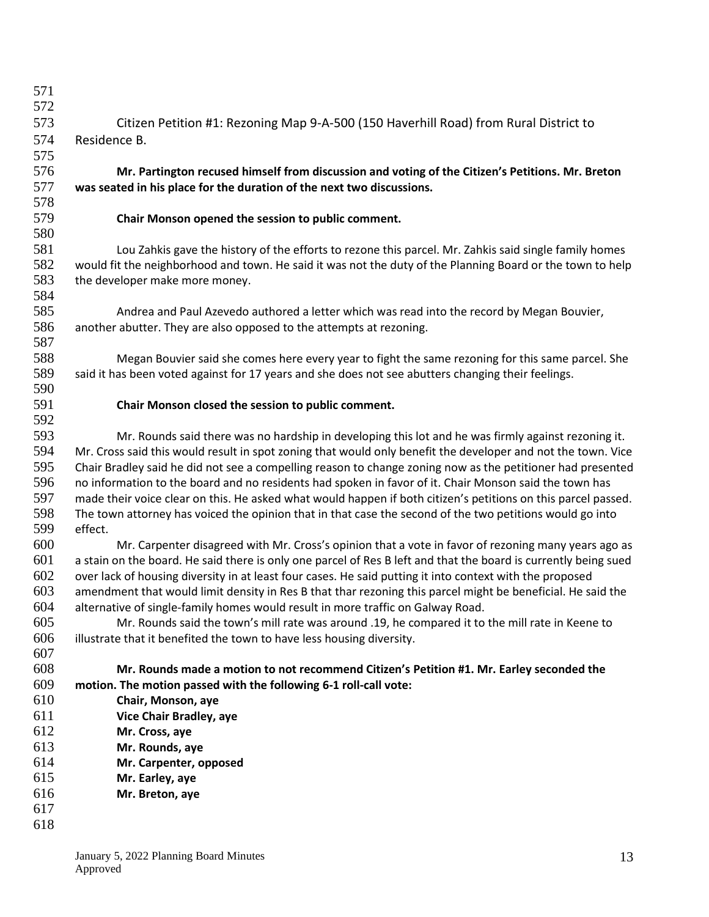Citizen Petition #1: Rezoning Map 9-A-500 (150 Haverhill Road) from Rural District to Residence B.

**Mr. Partington recused himself from discussion and voting of the Citizen's Petitions. Mr. Breton was seated in his place for the duration of the next two discussions.**

**Chair Monson opened the session to public comment.**

Lou Zahkis gave the history of the efforts to rezone this parcel. Mr. Zahkis said single family homes would fit the neighborhood and town. He said it was not the duty of the Planning Board or the town to help the developer make more money.

Andrea and Paul Azevedo authored a letter which was read into the record by Megan Bouvier, another abutter. They are also opposed to the attempts at rezoning.

Megan Bouvier said she comes here every year to fight the same rezoning for this same parcel. She said it has been voted against for 17 years and she does not see abutters changing their feelings.

**Chair Monson closed the session to public comment.**

Mr. Rounds said there was no hardship in developing this lot and he was firmly against rezoning it. Mr. Cross said this would result in spot zoning that would only benefit the developer and not the town. Vice Chair Bradley said he did not see a compelling reason to change zoning now as the petitioner had presented no information to the board and no residents had spoken in favor of it. Chair Monson said the town has made their voice clear on this. He asked what would happen if both citizen's petitions on this parcel passed. The town attorney has voiced the opinion that in that case the second of the two petitions would go into effect.

Mr. Carpenter disagreed with Mr. Cross's opinion that a vote in favor of rezoning many years ago as a stain on the board. He said there is only one parcel of Res B left and that the board is currently being sued over lack of housing diversity in at least four cases. He said putting it into context with the proposed amendment that would limit density in Res B that thar rezoning this parcel might be beneficial. He said the alternative of single-family homes would result in more traffic on Galway Road.

Mr. Rounds said the town's mill rate was around .19, he compared it to the mill rate in Keene to illustrate that it benefited the town to have less housing diversity.

**Mr. Rounds made a motion to not recommend Citizen's Petition #1. Mr. Earley seconded the motion. The motion passed with the following 6-1 roll-call vote:**

**Chair, Monson, aye**
**Vice Chair Bradley, aye**
**Mr. Cross, aye**
**Mr. Rounds, aye**
**Mr. Carpenter, opposed**
**Mr. Earley, aye**
**Mr. Breton, aye**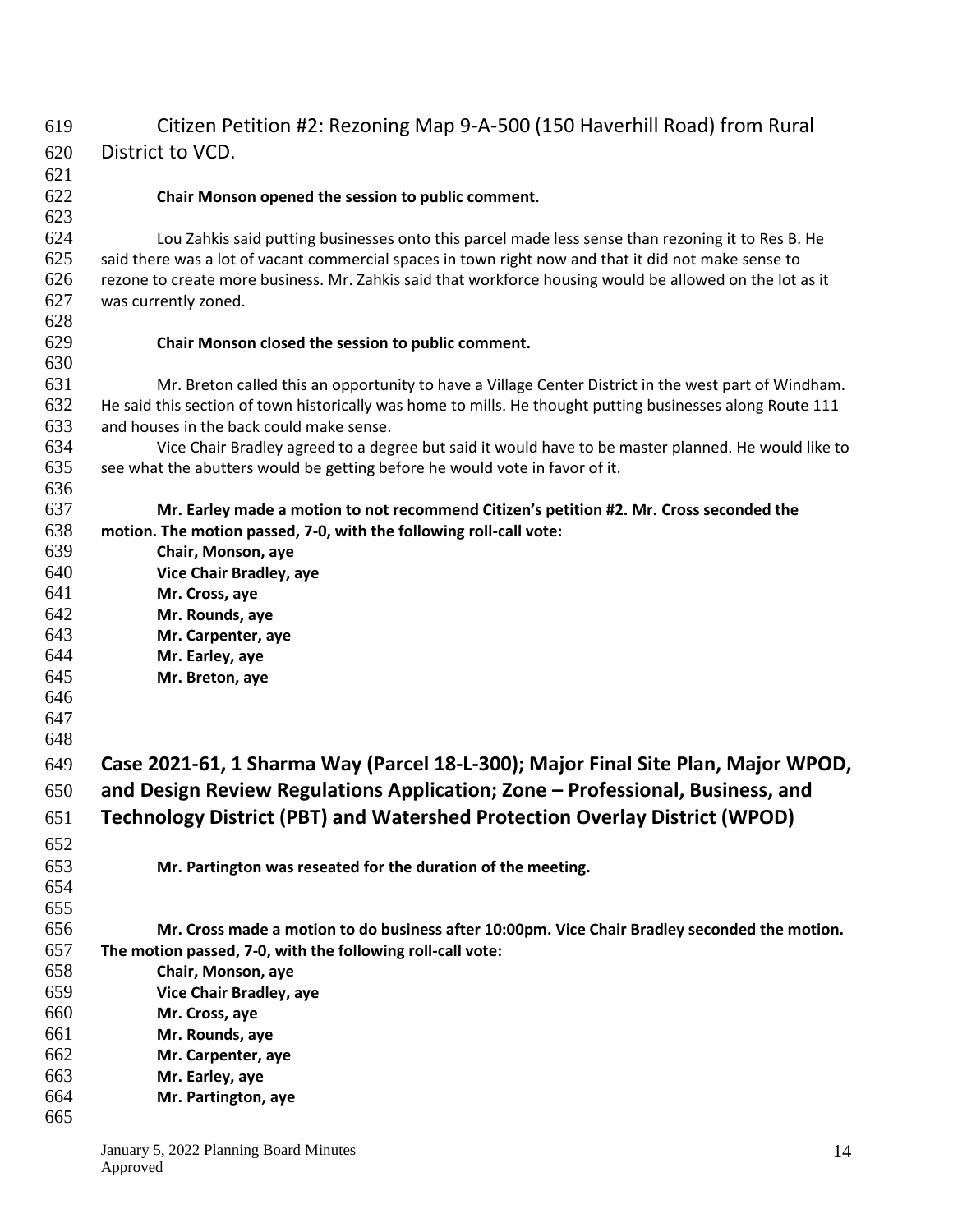Citizen Petition #2: Rezoning Map 9-A-500 (150 Haverhill Road) from Rural District to VCD.

**Chair Monson opened the session to public comment.**

Lou Zahkis said putting businesses onto this parcel made less sense than rezoning it to Res B. He said there was a lot of vacant commercial spaces in town right now and that it did not make sense to rezone to create more business. Mr. Zahkis said that workforce housing would be allowed on the lot as it was currently zoned.

**Chair Monson closed the session to public comment.**

Mr. Breton called this an opportunity to have a Village Center District in the west part of Windham. He said this section of town historically was home to mills. He thought putting businesses along Route 111 and houses in the back could make sense.

Vice Chair Bradley agreed to a degree but said it would have to be master planned. He would like to see what the abutters would be getting before he would vote in favor of it.

**Mr. Earley made a motion to not recommend Citizen's petition #2. Mr. Cross seconded the motion. The motion passed, 7-0, with the following roll-call vote:**

**Chair, Monson, aye**
**Vice Chair Bradley, aye**
**Mr. Cross, aye**
**Mr. Rounds, aye**
**Mr. Carpenter, aye**
**Mr. Earley, aye**
**Mr. Breton, aye**

## Case 2021-61, 1 Sharma Way (Parcel 18-L-300); Major Final Site Plan, Major WPOD, and Design Review Regulations Application; Zone – Professional, Business, and Technology District (PBT) and Watershed Protection Overlay District (WPOD)

**Mr. Partington was reseated for the duration of the meeting.**

**Mr. Cross made a motion to do business after 10:00pm. Vice Chair Bradley seconded the motion. The motion passed, 7-0, with the following roll-call vote:**

**Chair, Monson, aye**
**Vice Chair Bradley, aye**
**Mr. Cross, aye**
**Mr. Rounds, aye**
**Mr. Carpenter, aye**
**Mr. Earley, aye**
**Mr. Partington, aye**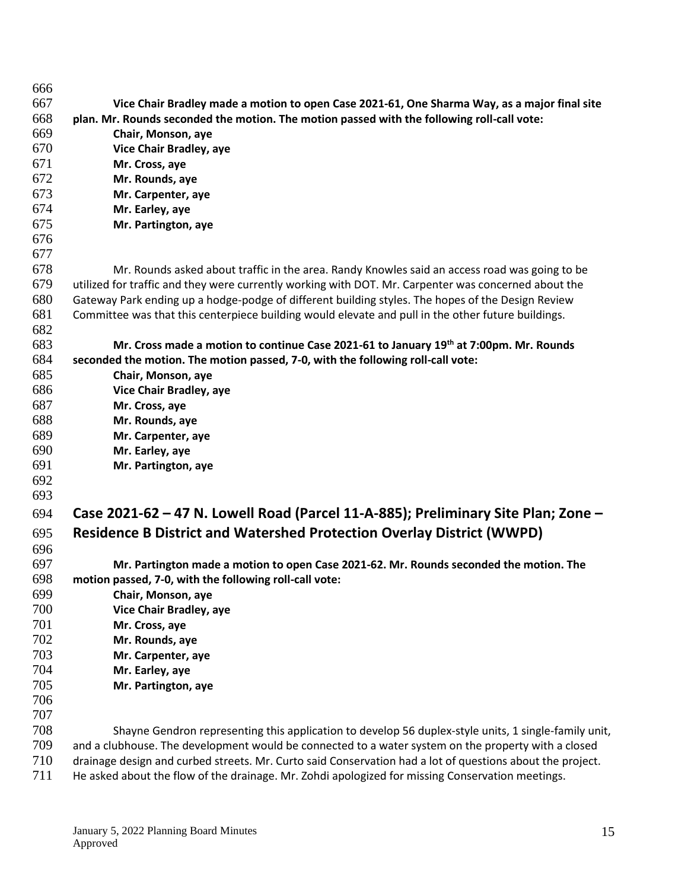**Vice Chair Bradley made a motion to open Case 2021-61, One Sharma Way, as a major final site plan. Mr. Rounds seconded the motion. The motion passed with the following roll-call vote:**

**Chair, Monson, aye**
**Vice Chair Bradley, aye**
**Mr. Cross, aye**
**Mr. Rounds, aye**
**Mr. Carpenter, aye**
**Mr. Earley, aye**
**Mr. Partington, aye**

Mr. Rounds asked about traffic in the area. Randy Knowles said an access road was going to be utilized for traffic and they were currently working with DOT. Mr. Carpenter was concerned about the Gateway Park ending up a hodge-podge of different building styles. The hopes of the Design Review Committee was that this centerpiece building would elevate and pull in the other future buildings.

**Mr. Cross made a motion to continue Case 2021-61 to January 19th at 7:00pm. Mr. Rounds seconded the motion. The motion passed, 7-0, with the following roll-call vote:**

**Chair, Monson, aye**
**Vice Chair Bradley, aye**
**Mr. Cross, aye**
**Mr. Rounds, aye**
**Mr. Carpenter, aye**
**Mr. Earley, aye**
**Mr. Partington, aye**

## Case 2021-62 – 47 N. Lowell Road (Parcel 11-A-885); Preliminary Site Plan; Zone – Residence B District and Watershed Protection Overlay District (WWPD)

**Mr. Partington made a motion to open Case 2021-62. Mr. Rounds seconded the motion. The motion passed, 7-0, with the following roll-call vote:**

**Chair, Monson, aye**
**Vice Chair Bradley, aye**
**Mr. Cross, aye**
**Mr. Rounds, aye**
**Mr. Carpenter, aye**
**Mr. Earley, aye**
**Mr. Partington, aye**

Shayne Gendron representing this application to develop 56 duplex-style units, 1 single-family unit, and a clubhouse. The development would be connected to a water system on the property with a closed drainage design and curbed streets. Mr. Curto said Conservation had a lot of questions about the project. He asked about the flow of the drainage. Mr. Zohdi apologized for missing Conservation meetings.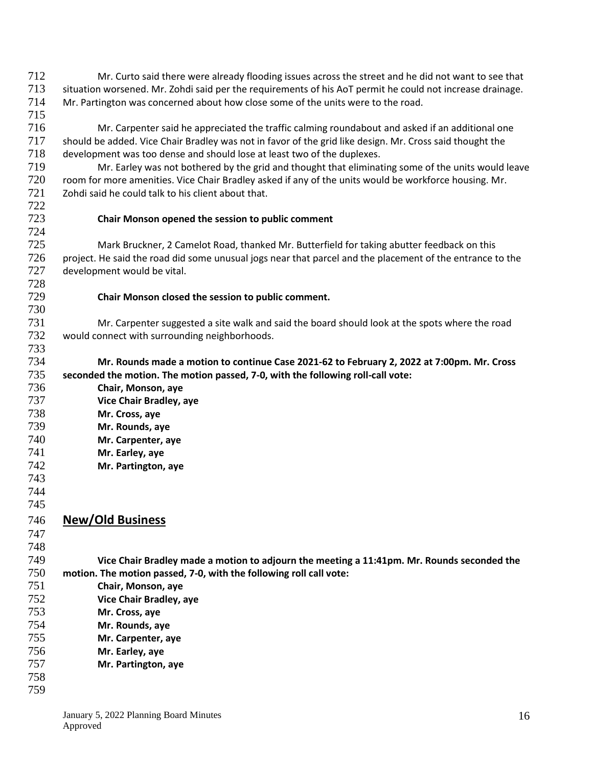Mr. Curto said there were already flooding issues across the street and he did not want to see that situation worsened. Mr. Zohdi said per the requirements of his AoT permit he could not increase drainage. Mr. Partington was concerned about how close some of the units were to the road.

Mr. Carpenter said he appreciated the traffic calming roundabout and asked if an additional one should be added. Vice Chair Bradley was not in favor of the grid like design. Mr. Cross said thought the development was too dense and should lose at least two of the duplexes.

Mr. Earley was not bothered by the grid and thought that eliminating some of the units would leave room for more amenities. Vice Chair Bradley asked if any of the units would be workforce housing. Mr. Zohdi said he could talk to his client about that.

**Chair Monson opened the session to public comment**

Mark Bruckner, 2 Camelot Road, thanked Mr. Butterfield for taking abutter feedback on this project. He said the road did some unusual jogs near that parcel and the placement of the entrance to the development would be vital.

**Chair Monson closed the session to public comment.**

Mr. Carpenter suggested a site walk and said the board should look at the spots where the road would connect with surrounding neighborhoods.

**Mr. Rounds made a motion to continue Case 2021-62 to February 2, 2022 at 7:00pm. Mr. Cross seconded the motion. The motion passed, 7-0, with the following roll-call vote:**

**Chair, Monson, aye**
**Vice Chair Bradley, aye**
**Mr. Cross, aye**
**Mr. Rounds, aye**
**Mr. Carpenter, aye**
**Mr. Earley, aye**
**Mr. Partington, aye**

## New/Old Business

**Vice Chair Bradley made a motion to adjourn the meeting a 11:41pm. Mr. Rounds seconded the motion. The motion passed, 7-0, with the following roll call vote:**

**Chair, Monson, aye**
**Vice Chair Bradley, aye**
**Mr. Cross, aye**
**Mr. Rounds, aye**
**Mr. Carpenter, aye**
**Mr. Earley, aye**
**Mr. Partington, aye**